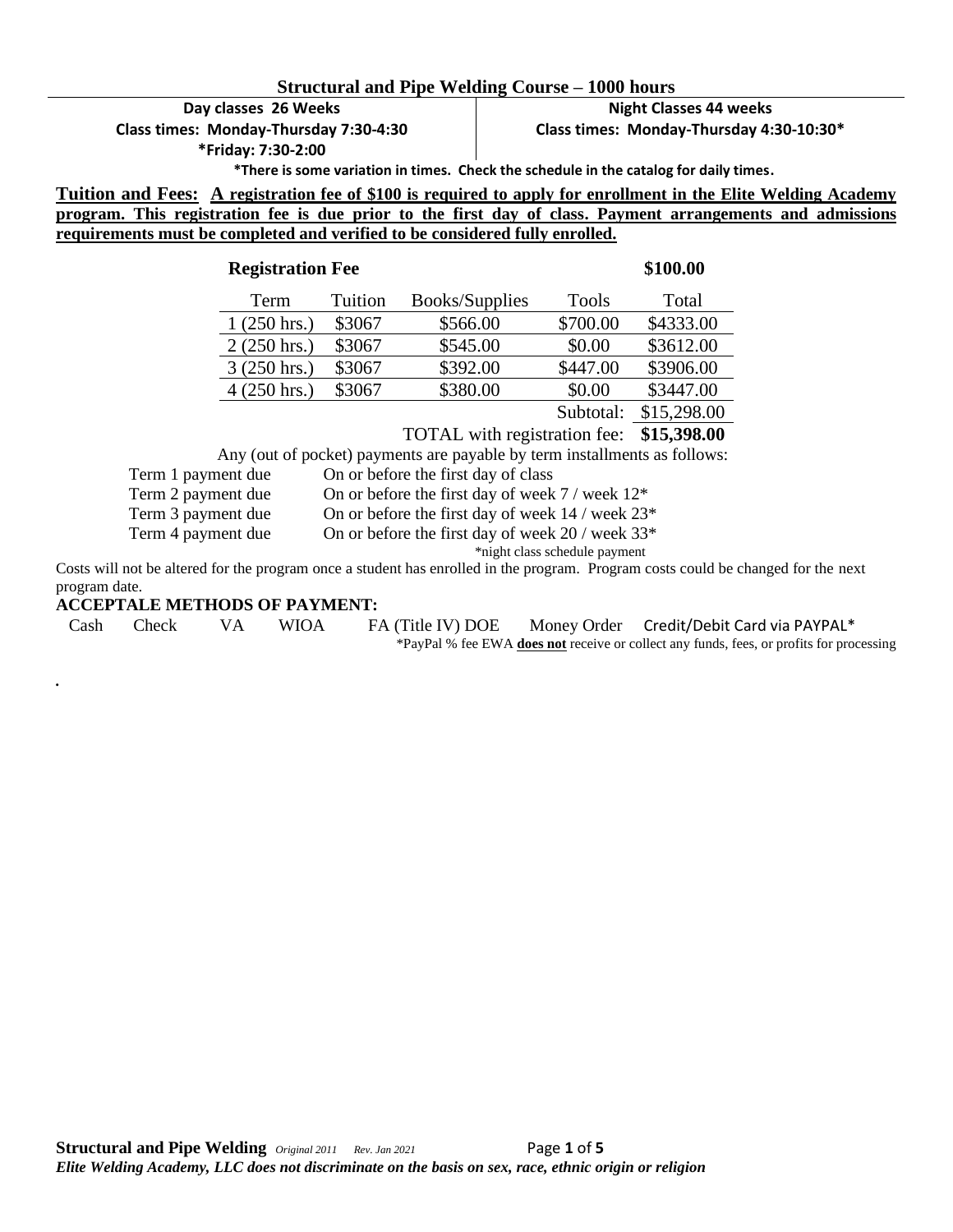# Structural and Pipe Welding Course – 1000 hours

| Day classes 26 Weeks | Night Classes 44 weeks |
|---|---|
| Class times: Monday-Thursday 7:30-4:30 | Class times: Monday-Thursday 4:30-10:30* |
| *Friday: 7:30-2:00 | |

*There is some variation in times. Check the schedule in the catalog for daily times.

**Tuition and Fees:** **A registration fee of $100 is required to apply for enrollment in the Elite Welding Academy program. This registration fee is due prior to the first day of class. Payment arrangements and admissions requirements must be completed and verified to be considered fully enrolled.**

**Registration Fee** **$100.00**

| Term | Tuition | Books/Supplies | Tools | Total |
|---|---|---|---|---|
| 1 (250 hrs.) | $3067 | $566.00 | $700.00 | $4333.00 |
| 2 (250 hrs.) | $3067 | $545.00 | $0.00 | $3612.00 |
| 3 (250 hrs.) | $3067 | $392.00 | $447.00 | $3906.00 |
| 4 (250 hrs.) | $3067 | $380.00 | $0.00 | $3447.00 |
| | | | Subtotal: | $15,298.00 |
| | | TOTAL with registration fee: | | **$15,398.00** |

Any (out of pocket) payments are payable by term installments as follows:

| | |
|---|---|
| Term 1 payment due | On or before the first day of class |
| Term 2 payment due | On or before the first day of week 7 / week 12* |
| Term 3 payment due | On or before the first day of week 14 / week 23* |
| Term 4 payment due | On or before the first day of week 20 / week 33* |

*night class schedule payment

Costs will not be altered for the program once a student has enrolled in the program. Program costs could be changed for the next program date.

**ACCEPTALE METHODS OF PAYMENT:**

Cash Check VA WIOA FA (Title IV) DOE Money Order Credit/Debit Card via PAYPAL*

*PayPal % fee EWA **does not** receive or collect any funds, fees, or profits for processing

.

**Structural and Pipe Welding** *Original 2011 Rev. Jan 2021*

***Elite Welding Academy, LLC does not discriminate on the basis on sex, race, ethnic origin or religion***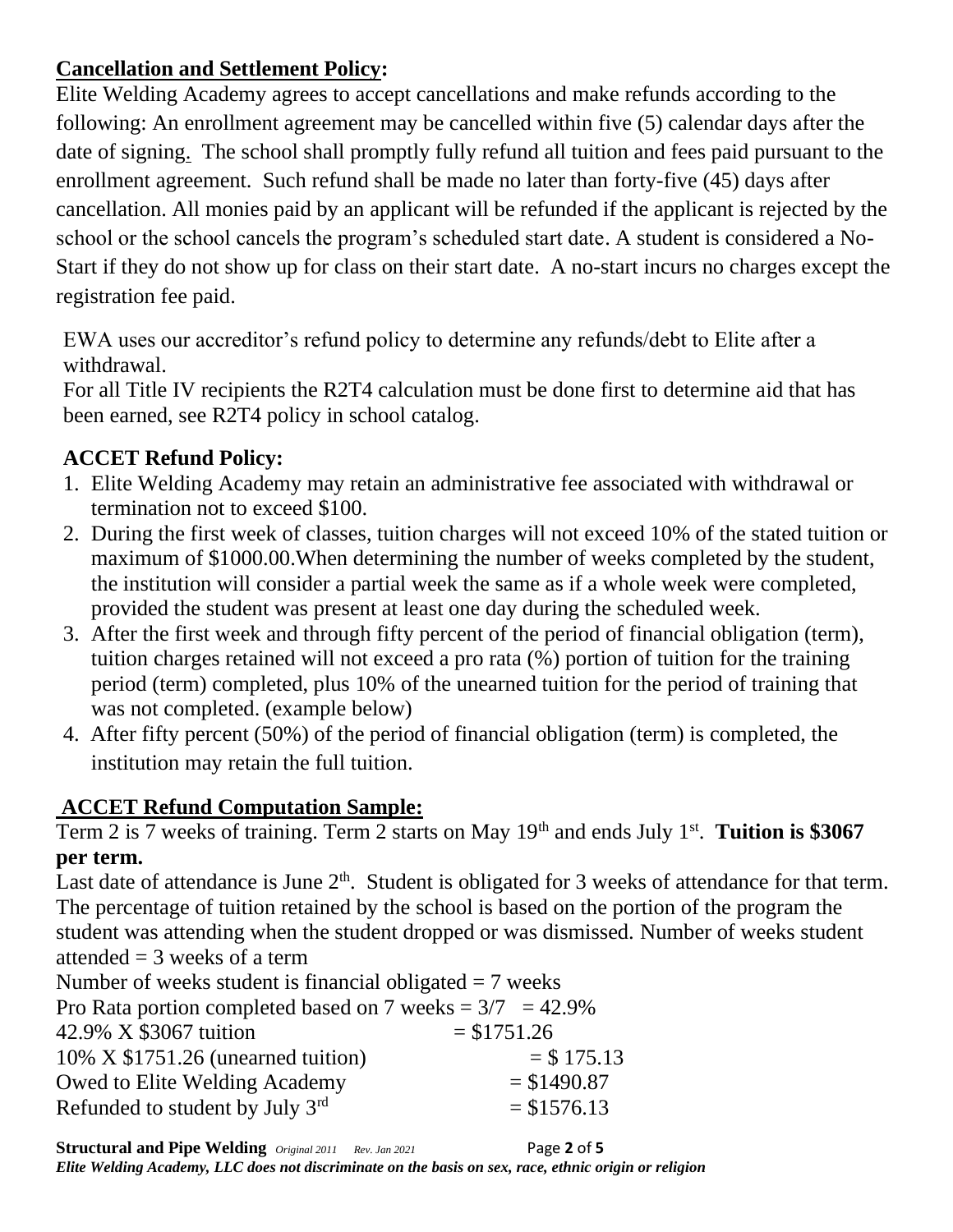**Cancellation and Settlement Policy:**

Elite Welding Academy agrees to accept cancellations and make refunds according to the following: An enrollment agreement may be cancelled within five (5) calendar days after the date of signing. The school shall promptly fully refund all tuition and fees paid pursuant to the enrollment agreement. Such refund shall be made no later than forty-five (45) days after cancellation. All monies paid by an applicant will be refunded if the applicant is rejected by the school or the school cancels the program's scheduled start date. A student is considered a No-Start if they do not show up for class on their start date. A no-start incurs no charges except the registration fee paid.

EWA uses our accreditor's refund policy to determine any refunds/debt to Elite after a withdrawal.
For all Title IV recipients the R2T4 calculation must be done first to determine aid that has been earned, see R2T4 policy in school catalog.

**ACCET Refund Policy:**

1. Elite Welding Academy may retain an administrative fee associated with withdrawal or termination not to exceed \$100.
2. During the first week of classes, tuition charges will not exceed 10% of the stated tuition or maximum of \$1000.00.When determining the number of weeks completed by the student, the institution will consider a partial week the same as if a whole week were completed, provided the student was present at least one day during the scheduled week.
3. After the first week and through fifty percent of the period of financial obligation (term), tuition charges retained will not exceed a pro rata (%) portion of tuition for the training period (term) completed, plus 10% of the unearned tuition for the period of training that was not completed. (example below)
4. After fifty percent (50%) of the period of financial obligation (term) is completed, the institution may retain the full tuition.

**ACCET Refund Computation Sample:**

Term 2 is 7 weeks of training. Term 2 starts on May 19th and ends July 1st. **Tuition is \$3067 per term.**

Last date of attendance is June 2th. Student is obligated for 3 weeks of attendance for that term. The percentage of tuition retained by the school is based on the portion of the program the student was attending when the student dropped or was dismissed. Number of weeks student attended = 3 weeks of a term

Number of weeks student is financial obligated = 7 weeks
Pro Rata portion completed based on 7 weeks = 3/7 = 42.9%
42.9% X \$3067 tuition = \$1751.26
10% X \$1751.26 (unearned tuition) = \$ 175.13
Owed to Elite Welding Academy = \$1490.87
Refunded to student by July 3rd = \$1576.13

*Elite Welding Academy, LLC does not discriminate on the basis on sex, race, ethnic origin or religion*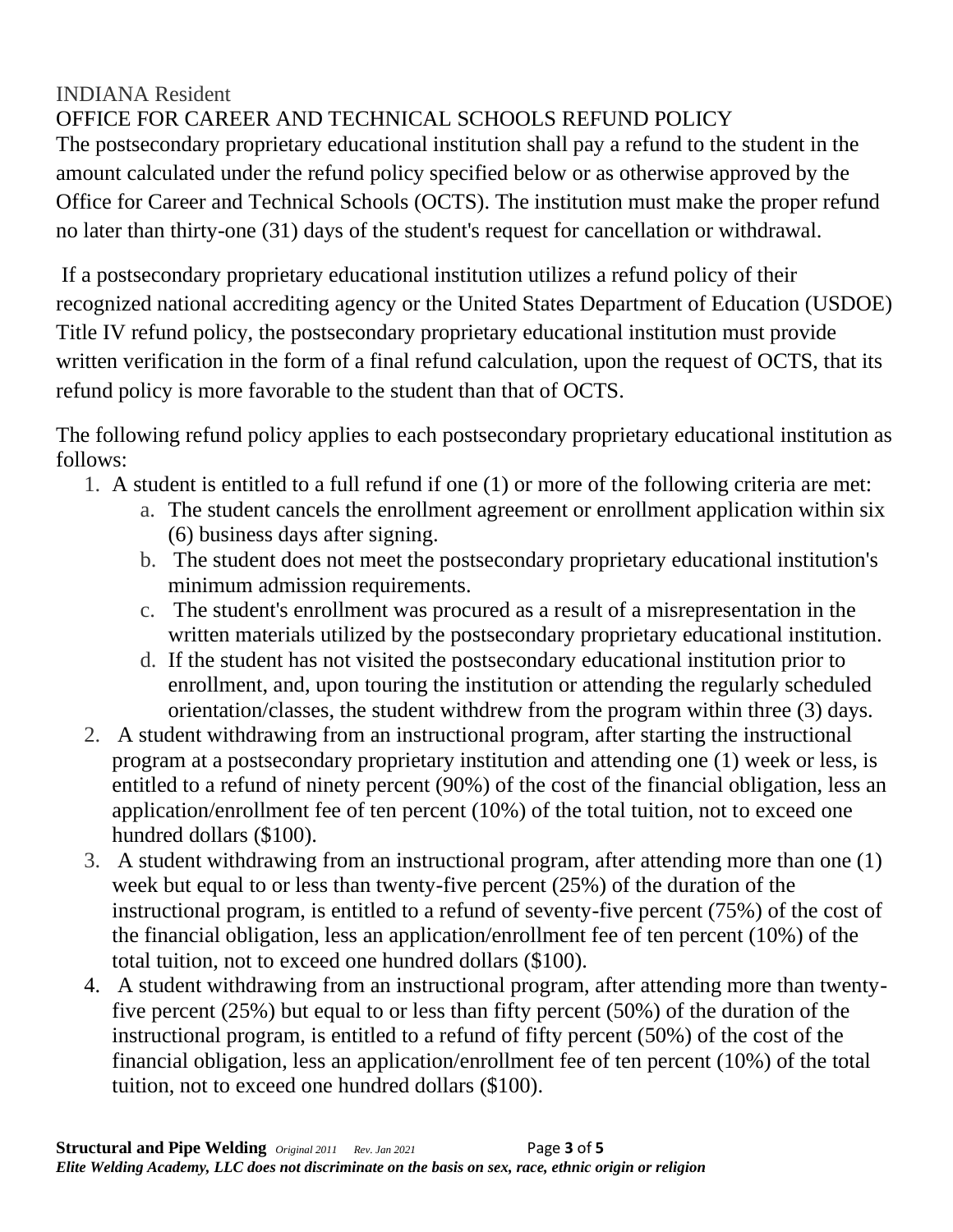INDIANA Resident

OFFICE FOR CAREER AND TECHNICAL SCHOOLS REFUND POLICY

The postsecondary proprietary educational institution shall pay a refund to the student in the amount calculated under the refund policy specified below or as otherwise approved by the Office for Career and Technical Schools (OCTS). The institution must make the proper refund no later than thirty-one (31) days of the student's request for cancellation or withdrawal.

If a postsecondary proprietary educational institution utilizes a refund policy of their recognized national accrediting agency or the United States Department of Education (USDOE) Title IV refund policy, the postsecondary proprietary educational institution must provide written verification in the form of a final refund calculation, upon the request of OCTS, that its refund policy is more favorable to the student than that of OCTS.

The following refund policy applies to each postsecondary proprietary educational institution as follows:

1. A student is entitled to a full refund if one (1) or more of the following criteria are met:
   a. The student cancels the enrollment agreement or enrollment application within six (6) business days after signing.
   b. The student does not meet the postsecondary proprietary educational institution's minimum admission requirements.
   c. The student's enrollment was procured as a result of a misrepresentation in the written materials utilized by the postsecondary proprietary educational institution.
   d. If the student has not visited the postsecondary educational institution prior to enrollment, and, upon touring the institution or attending the regularly scheduled orientation/classes, the student withdrew from the program within three (3) days.
2. A student withdrawing from an instructional program, after starting the instructional program at a postsecondary proprietary institution and attending one (1) week or less, is entitled to a refund of ninety percent (90%) of the cost of the financial obligation, less an application/enrollment fee of ten percent (10%) of the total tuition, not to exceed one hundred dollars ($100).
3. A student withdrawing from an instructional program, after attending more than one (1) week but equal to or less than twenty-five percent (25%) of the duration of the instructional program, is entitled to a refund of seventy-five percent (75%) of the cost of the financial obligation, less an application/enrollment fee of ten percent (10%) of the total tuition, not to exceed one hundred dollars ($100).
4. A student withdrawing from an instructional program, after attending more than twenty-five percent (25%) but equal to or less than fifty percent (50%) of the duration of the instructional program, is entitled to a refund of fifty percent (50%) of the cost of the financial obligation, less an application/enrollment fee of ten percent (10%) of the total tuition, not to exceed one hundred dollars ($100).

**Structural and Pipe Welding** *Original 2011 Rev. Jan 2021*

***Elite Welding Academy, LLC does not discriminate on the basis on sex, race, ethnic origin or religion***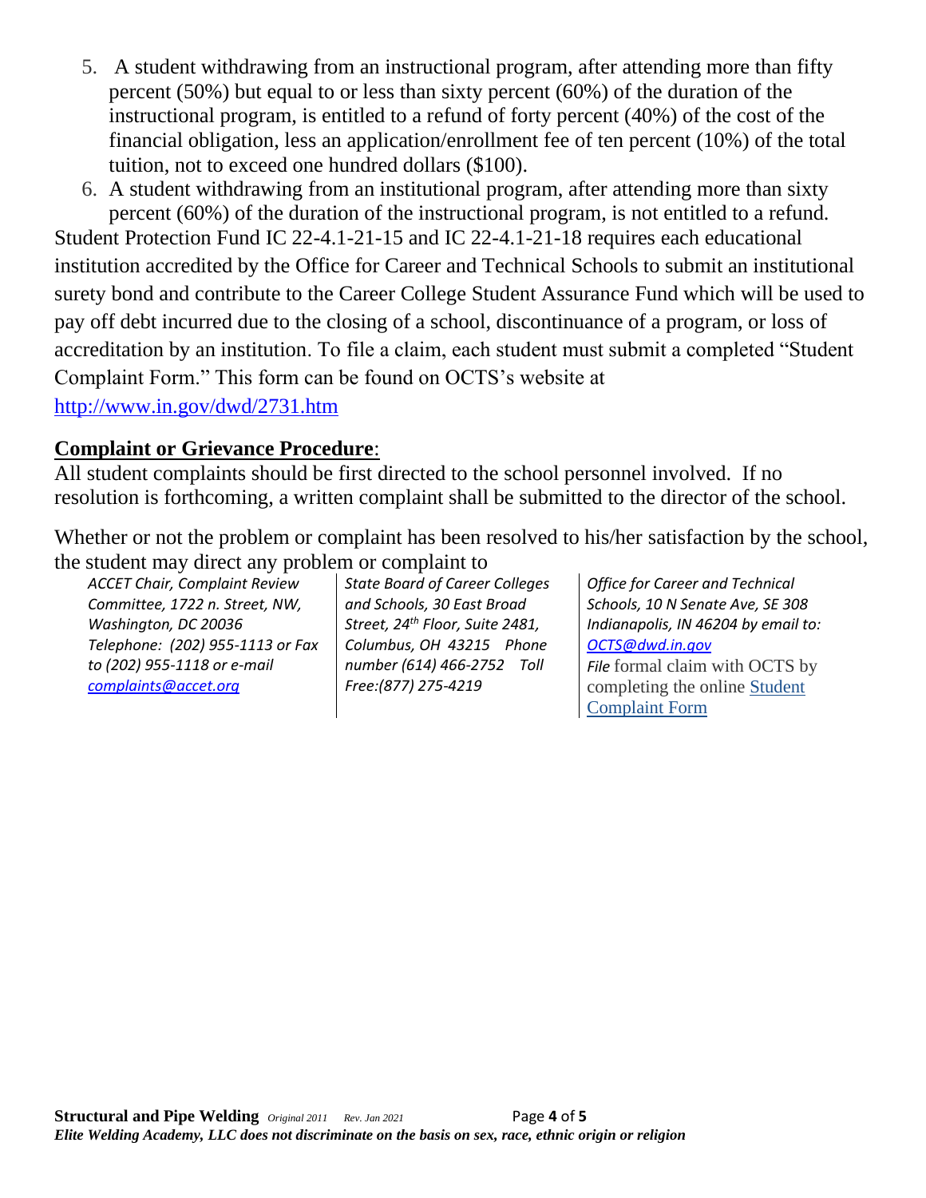5. A student withdrawing from an instructional program, after attending more than fifty percent (50%) but equal to or less than sixty percent (60%) of the duration of the instructional program, is entitled to a refund of forty percent (40%) of the cost of the financial obligation, less an application/enrollment fee of ten percent (10%) of the total tuition, not to exceed one hundred dollars ($100).
6. A student withdrawing from an institutional program, after attending more than sixty percent (60%) of the duration of the instructional program, is not entitled to a refund.

Student Protection Fund IC 22-4.1-21-15 and IC 22-4.1-21-18 requires each educational institution accredited by the Office for Career and Technical Schools to submit an institutional surety bond and contribute to the Career College Student Assurance Fund which will be used to pay off debt incurred due to the closing of a school, discontinuance of a program, or loss of accreditation by an institution. To file a claim, each student must submit a completed "Student Complaint Form." This form can be found on OCTS's website at [http://www.in.gov/dwd/2731.htm](http://www.in.gov/dwd/2731.htm)

## Complaint or Grievance Procedure:

All student complaints should be first directed to the school personnel involved. If no resolution is forthcoming, a written complaint shall be submitted to the director of the school.

Whether or not the problem or complaint has been resolved to his/her satisfaction by the school, the student may direct any problem or complaint to

*ACCET Chair, Complaint Review Committee, 1722 n. Street, NW, Washington, DC 20036 Telephone: (202) 955-1113 or Fax to (202) 955-1118 or e-mail [complaints@accet.org](mailto:complaints@accet.org)*

*State Board of Career Colleges and Schools, 30 East Broad Street, 24th Floor, Suite 2481, Columbus, OH 43215 Phone number (614) 466-2752 Toll Free:(877) 275-4219*

*Office for Career and Technical Schools, 10 N Senate Ave, SE 308 Indianapolis, IN 46204 by email to: [OCTS@dwd.in.gov](mailto:OCTS@dwd.in.gov)*
*File* formal claim with OCTS by completing the online Student Complaint Form

**Structural and Pipe Welding** *Original 2011 Rev. Jan 2021*

***Elite Welding Academy, LLC does not discriminate on the basis on sex, race, ethnic origin or religion***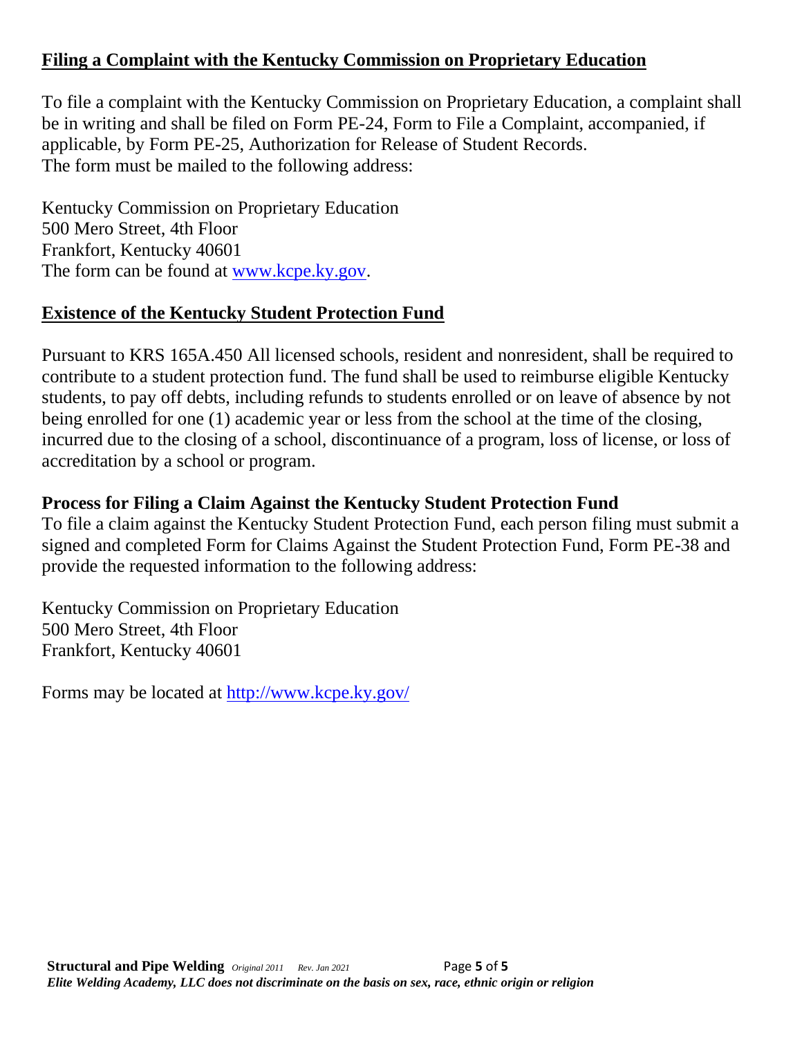## Filing a Complaint with the Kentucky Commission on Proprietary Education

To file a complaint with the Kentucky Commission on Proprietary Education, a complaint shall be in writing and shall be filed on Form PE-24, Form to File a Complaint, accompanied, if applicable, by Form PE-25, Authorization for Release of Student Records.
The form must be mailed to the following address:

Kentucky Commission on Proprietary Education
500 Mero Street, 4th Floor
Frankfort, Kentucky 40601
The form can be found at www.kcpe.ky.gov.

## Existence of the Kentucky Student Protection Fund

Pursuant to KRS 165A.450 All licensed schools, resident and nonresident, shall be required to contribute to a student protection fund. The fund shall be used to reimburse eligible Kentucky students, to pay off debts, including refunds to students enrolled or on leave of absence by not being enrolled for one (1) academic year or less from the school at the time of the closing, incurred due to the closing of a school, discontinuance of a program, loss of license, or loss of accreditation by a school or program.

## Process for Filing a Claim Against the Kentucky Student Protection Fund

To file a claim against the Kentucky Student Protection Fund, each person filing must submit a signed and completed Form for Claims Against the Student Protection Fund, Form PE-38 and provide the requested information to the following address:

Kentucky Commission on Proprietary Education
500 Mero Street, 4th Floor
Frankfort, Kentucky 40601

Forms may be located at http://www.kcpe.ky.gov/

***Elite Welding Academy, LLC does not discriminate on the basis on sex, race, ethnic origin or religion***